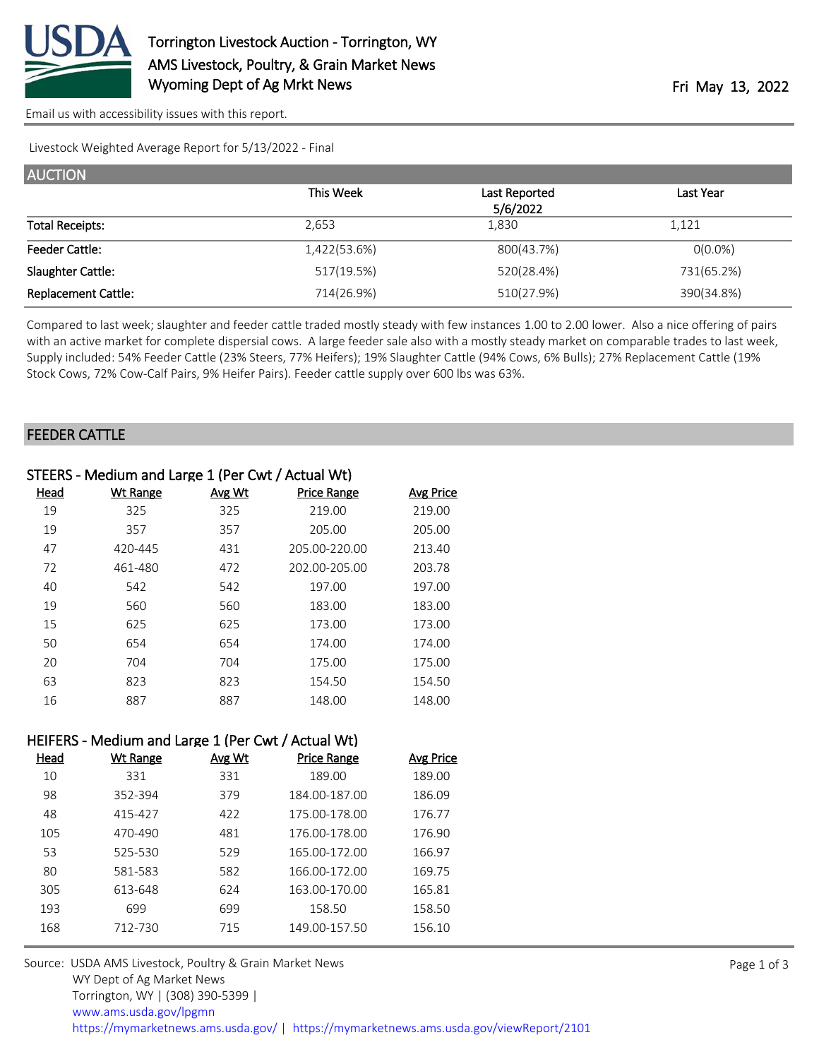# Torrington Livestock Auction - Torrington, WY

AMS Livestock, Poultry, & Grain Market News
Wyoming Dept of Ag Mrkt News

Fri May 13, 2022

Email us with accessibility issues with this report.

Livestock Weighted Average Report for 5/13/2022 - Final

## AUCTION

| | This Week | Last Reported 5/6/2022 | Last Year |
|---|---|---|---|
| Total Receipts: | 2,653 | 1,830 | 1,121 |
| Feeder Cattle: | 1,422(53.6%) | 800(43.7%) | 0(0.0%) |
| Slaughter Cattle: | 517(19.5%) | 520(28.4%) | 731(65.2%) |
| Replacement Cattle: | 714(26.9%) | 510(27.9%) | 390(34.8%) |

Compared to last week; slaughter and feeder cattle traded mostly steady with few instances 1.00 to 2.00 lower. Also a nice offering of pairs with an active market for complete dispersial cows. A large feeder sale also with a mostly steady market on comparable trades to last week, Supply included: 54% Feeder Cattle (23% Steers, 77% Heifers); 19% Slaughter Cattle (94% Cows, 6% Bulls); 27% Replacement Cattle (19% Stock Cows, 72% Cow-Calf Pairs, 9% Heifer Pairs). Feeder cattle supply over 600 lbs was 63%.

## FEEDER CATTLE

### STEERS - Medium and Large 1 (Per Cwt / Actual Wt)

| Head | Wt Range | Avg Wt | Price Range | Avg Price |
|---|---|---|---|---|
| 19 | 325 | 325 | 219.00 | 219.00 |
| 19 | 357 | 357 | 205.00 | 205.00 |
| 47 | 420-445 | 431 | 205.00-220.00 | 213.40 |
| 72 | 461-480 | 472 | 202.00-205.00 | 203.78 |
| 40 | 542 | 542 | 197.00 | 197.00 |
| 19 | 560 | 560 | 183.00 | 183.00 |
| 15 | 625 | 625 | 173.00 | 173.00 |
| 50 | 654 | 654 | 174.00 | 174.00 |
| 20 | 704 | 704 | 175.00 | 175.00 |
| 63 | 823 | 823 | 154.50 | 154.50 |
| 16 | 887 | 887 | 148.00 | 148.00 |

### HEIFERS - Medium and Large 1 (Per Cwt / Actual Wt)

| Head | Wt Range | Avg Wt | Price Range | Avg Price |
|---|---|---|---|---|
| 10 | 331 | 331 | 189.00 | 189.00 |
| 98 | 352-394 | 379 | 184.00-187.00 | 186.09 |
| 48 | 415-427 | 422 | 175.00-178.00 | 176.77 |
| 105 | 470-490 | 481 | 176.00-178.00 | 176.90 |
| 53 | 525-530 | 529 | 165.00-172.00 | 166.97 |
| 80 | 581-583 | 582 | 166.00-172.00 | 169.75 |
| 305 | 613-648 | 624 | 163.00-170.00 | 165.81 |
| 193 | 699 | 699 | 158.50 | 158.50 |
| 168 | 712-730 | 715 | 149.00-157.50 | 156.10 |

Source: USDA AMS Livestock, Poultry & Grain Market News
WY Dept of Ag Market News
Torrington, WY | (308) 390-5399 |
www.ams.usda.gov/lpgmn
https://mymarketnews.ams.usda.gov/ | https://mymarketnews.ams.usda.gov/viewReport/2101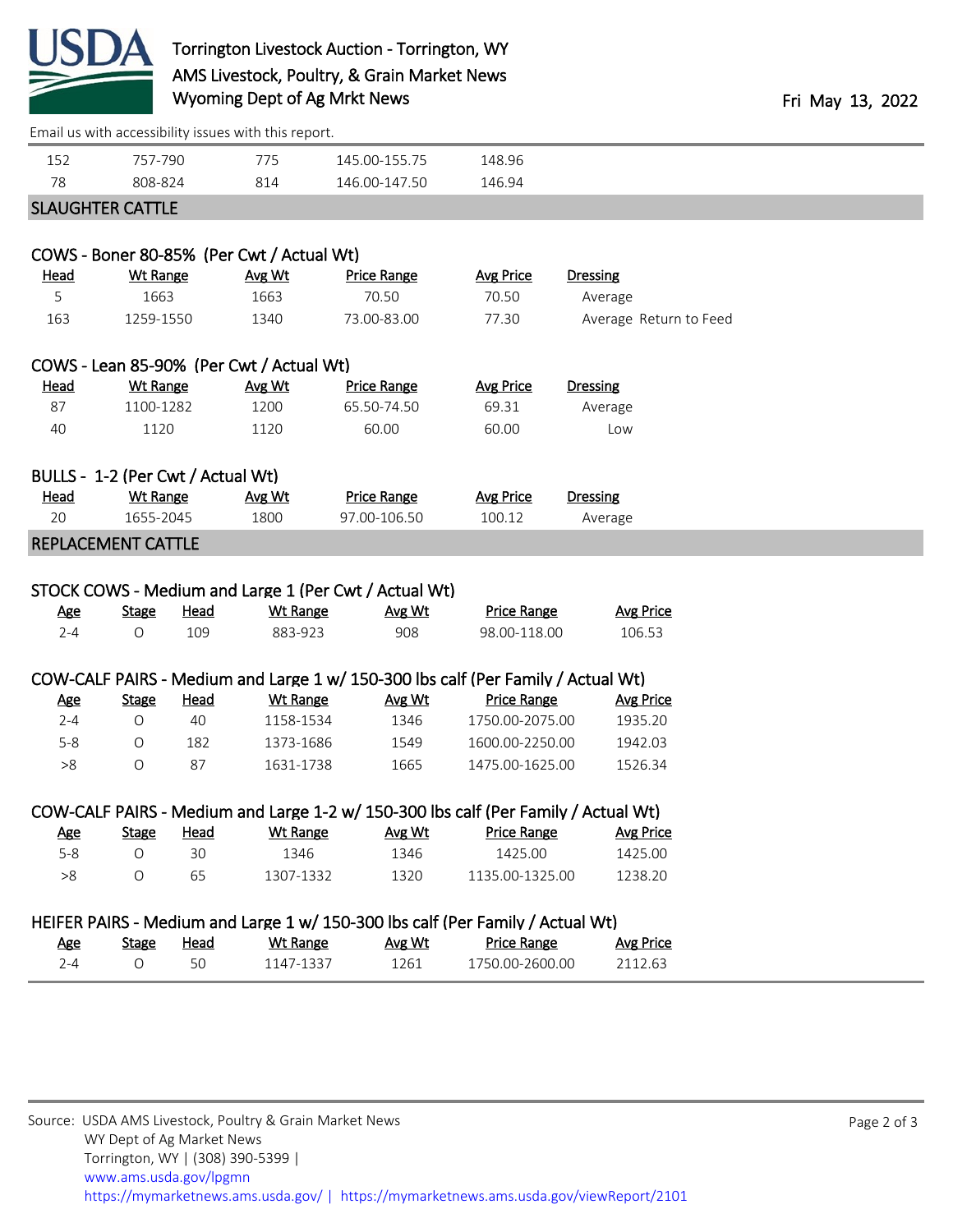| | | | | |
|---|---|---|---|---|
| 152 | 757-790 | 775 | 145.00-155.75 | 148.96 |
| 78 | 808-824 | 814 | 146.00-147.50 | 146.94 |

## SLAUGHTER CATTLE

### COWS - Boner 80-85% (Per Cwt / Actual Wt)

| Head | Wt Range | Avg Wt | Price Range | Avg Price | Dressing |
|---|---|---|---|---|---|
| 5 | 1663 | 1663 | 70.50 | 70.50 | Average |
| 163 | 1259-1550 | 1340 | 73.00-83.00 | 77.30 | Average Return to Feed |

### COWS - Lean 85-90% (Per Cwt / Actual Wt)

| Head | Wt Range | Avg Wt | Price Range | Avg Price | Dressing |
|---|---|---|---|---|---|
| 87 | 1100-1282 | 1200 | 65.50-74.50 | 69.31 | Average |
| 40 | 1120 | 1120 | 60.00 | 60.00 | Low |

### BULLS - 1-2 (Per Cwt / Actual Wt)

| Head | Wt Range | Avg Wt | Price Range | Avg Price | Dressing |
|---|---|---|---|---|---|
| 20 | 1655-2045 | 1800 | 97.00-106.50 | 100.12 | Average |

## REPLACEMENT CATTLE

### STOCK COWS - Medium and Large 1 (Per Cwt / Actual Wt)

| Age | Stage | Head | Wt Range | Avg Wt | Price Range | Avg Price |
|---|---|---|---|---|---|---|
| 2-4 | O | 109 | 883-923 | 908 | 98.00-118.00 | 106.53 |

### COW-CALF PAIRS - Medium and Large 1 w/ 150-300 lbs calf (Per Family / Actual Wt)

| Age | Stage | Head | Wt Range | Avg Wt | Price Range | Avg Price |
|---|---|---|---|---|---|---|
| 2-4 | O | 40 | 1158-1534 | 1346 | 1750.00-2075.00 | 1935.20 |
| 5-8 | O | 182 | 1373-1686 | 1549 | 1600.00-2250.00 | 1942.03 |
| >8 | O | 87 | 1631-1738 | 1665 | 1475.00-1625.00 | 1526.34 |

### COW-CALF PAIRS - Medium and Large 1-2 w/ 150-300 lbs calf (Per Family / Actual Wt)

| Age | Stage | Head | Wt Range | Avg Wt | Price Range | Avg Price |
|---|---|---|---|---|---|---|
| 5-8 | O | 30 | 1346 | 1346 | 1425.00 | 1425.00 |
| >8 | O | 65 | 1307-1332 | 1320 | 1135.00-1325.00 | 1238.20 |

### HEIFER PAIRS - Medium and Large 1 w/ 150-300 lbs calf (Per Family / Actual Wt)

| Age | Stage | Head | Wt Range | Avg Wt | Price Range | Avg Price |
|---|---|---|---|---|---|---|
| 2-4 | O | 50 | 1147-1337 | 1261 | 1750.00-2600.00 | 2112.63 |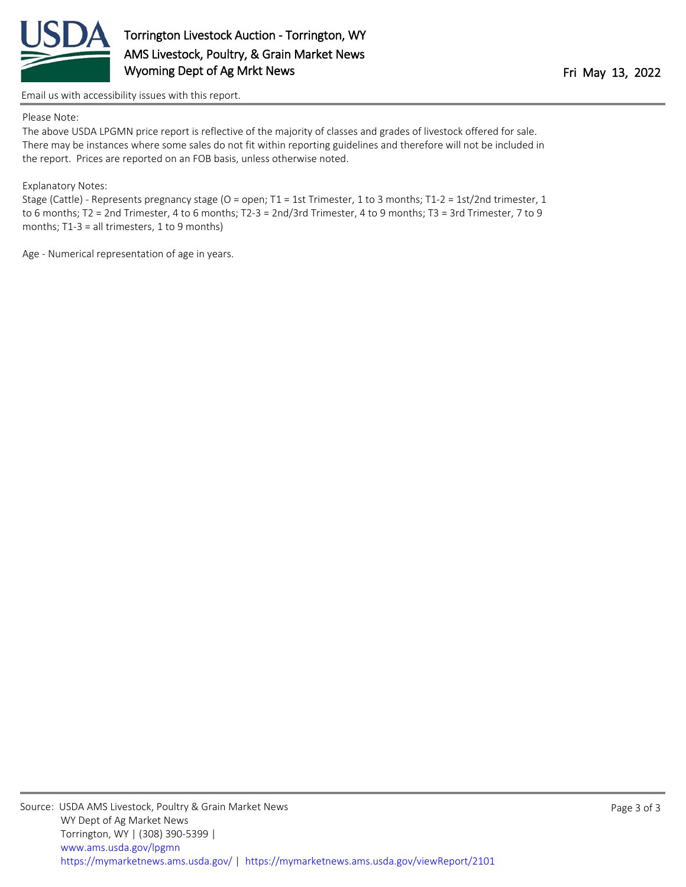Please Note:

The above USDA LPGMN price report is reflective of the majority of classes and grades of livestock offered for sale. There may be instances where some sales do not fit within reporting guidelines and therefore will not be included in the report. Prices are reported on an FOB basis, unless otherwise noted.

Explanatory Notes:

Stage (Cattle) - Represents pregnancy stage (O = open; T1 = 1st Trimester, 1 to 3 months; T1-2 = 1st/2nd trimester, 1 to 6 months; T2 = 2nd Trimester, 4 to 6 months; T2-3 = 2nd/3rd Trimester, 4 to 9 months; T3 = 3rd Trimester, 7 to 9 months; T1-3 = all trimesters, 1 to 9 months)

Age - Numerical representation of age in years.

Source: USDA AMS Livestock, Poultry & Grain Market News
WY Dept of Ag Market News
Torrington, WY | (308) 390-5399 |
www.ams.usda.gov/lpgmn
https://mymarketnews.ams.usda.gov/ | https://mymarketnews.ams.usda.gov/viewReport/2101